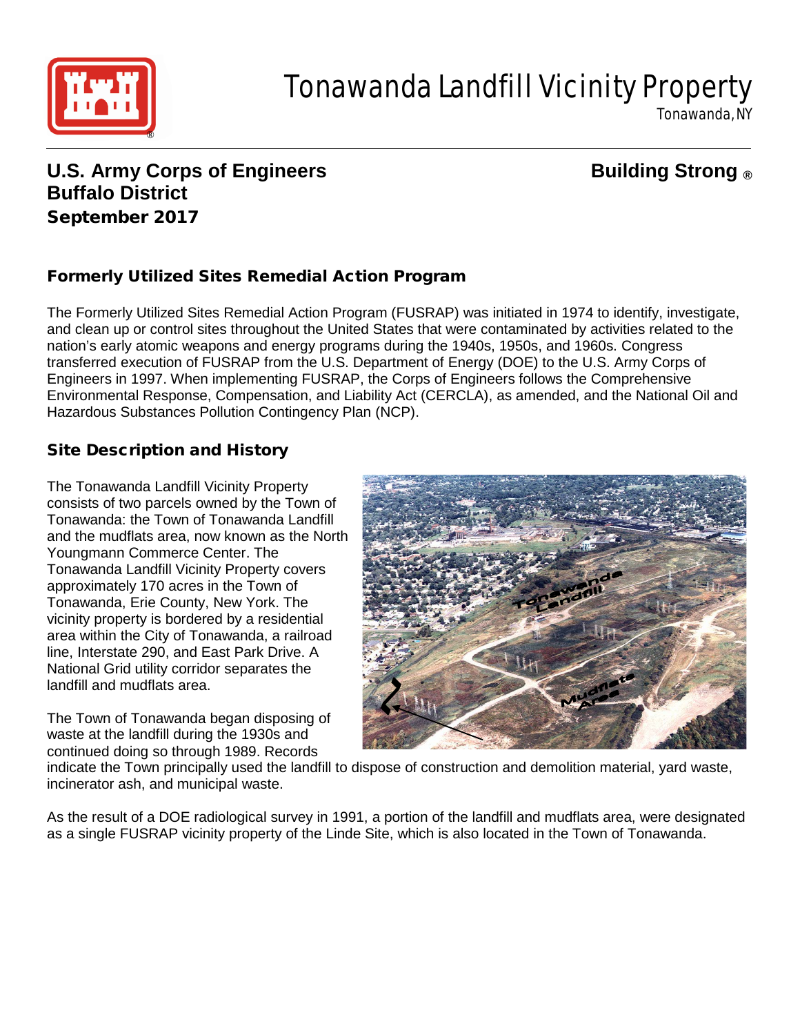# Tonawanda Landfill Vicinity Property

Tonawanda, NY

**U.S. Army Corps of Engineers**
**Buffalo District**
**September 2017**

**Building Strong ®**

## Formerly Utilized Sites Remedial Action Program

The Formerly Utilized Sites Remedial Action Program (FUSRAP) was initiated in 1974 to identify, investigate, and clean up or control sites throughout the United States that were contaminated by activities related to the nation's early atomic weapons and energy programs during the 1940s, 1950s, and 1960s. Congress transferred execution of FUSRAP from the U.S. Department of Energy (DOE) to the U.S. Army Corps of Engineers in 1997. When implementing FUSRAP, the Corps of Engineers follows the Comprehensive Environmental Response, Compensation, and Liability Act (CERCLA), as amended, and the National Oil and Hazardous Substances Pollution Contingency Plan (NCP).

## Site Description and History

The Tonawanda Landfill Vicinity Property consists of two parcels owned by the Town of Tonawanda: the Town of Tonawanda Landfill and the mudflats area, now known as the North Youngmann Commerce Center. The Tonawanda Landfill Vicinity Property covers approximately 170 acres in the Town of Tonawanda, Erie County, New York. The vicinity property is bordered by a residential area within the City of Tonawanda, a railroad line, Interstate 290, and East Park Drive. A National Grid utility corridor separates the landfill and mudflats area.

The Town of Tonawanda began disposing of waste at the landfill during the 1930s and continued doing so through 1989. Records indicate the Town principally used the landfill to dispose of construction and demolition material, yard waste, incinerator ash, and municipal waste.

As the result of a DOE radiological survey in 1991, a portion of the landfill and mudflats area, were designated as a single FUSRAP vicinity property of the Linde Site, which is also located in the Town of Tonawanda.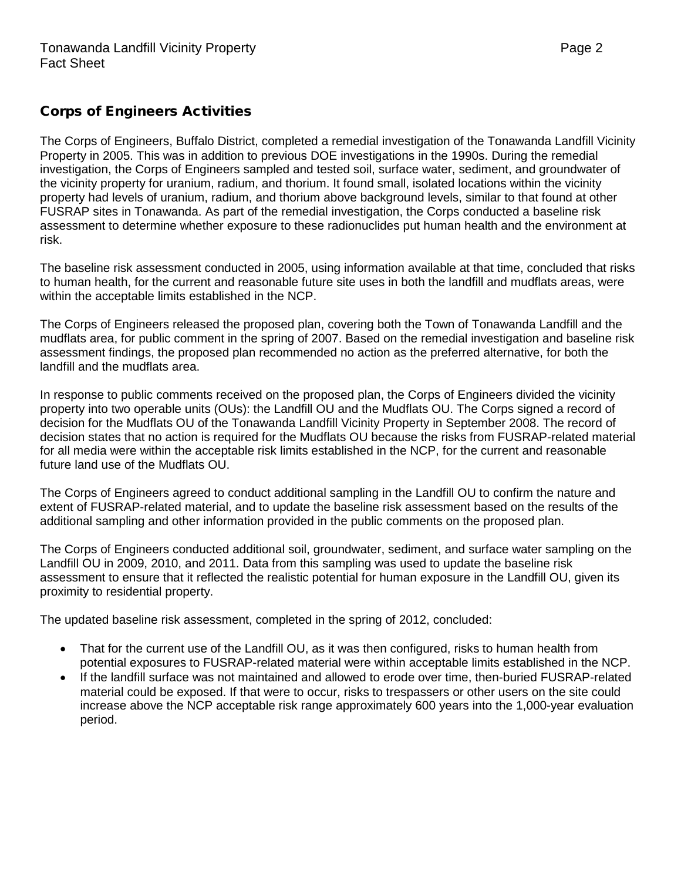## Corps of Engineers Activities

The Corps of Engineers, Buffalo District, completed a remedial investigation of the Tonawanda Landfill Vicinity Property in 2005. This was in addition to previous DOE investigations in the 1990s. During the remedial investigation, the Corps of Engineers sampled and tested soil, surface water, sediment, and groundwater of the vicinity property for uranium, radium, and thorium. It found small, isolated locations within the vicinity property had levels of uranium, radium, and thorium above background levels, similar to that found at other FUSRAP sites in Tonawanda. As part of the remedial investigation, the Corps conducted a baseline risk assessment to determine whether exposure to these radionuclides put human health and the environment at risk.

The baseline risk assessment conducted in 2005, using information available at that time, concluded that risks to human health, for the current and reasonable future site uses in both the landfill and mudflats areas, were within the acceptable limits established in the NCP.

The Corps of Engineers released the proposed plan, covering both the Town of Tonawanda Landfill and the mudflats area, for public comment in the spring of 2007. Based on the remedial investigation and baseline risk assessment findings, the proposed plan recommended no action as the preferred alternative, for both the landfill and the mudflats area.

In response to public comments received on the proposed plan, the Corps of Engineers divided the vicinity property into two operable units (OUs): the Landfill OU and the Mudflats OU. The Corps signed a record of decision for the Mudflats OU of the Tonawanda Landfill Vicinity Property in September 2008. The record of decision states that no action is required for the Mudflats OU because the risks from FUSRAP-related material for all media were within the acceptable risk limits established in the NCP, for the current and reasonable future land use of the Mudflats OU.

The Corps of Engineers agreed to conduct additional sampling in the Landfill OU to confirm the nature and extent of FUSRAP-related material, and to update the baseline risk assessment based on the results of the additional sampling and other information provided in the public comments on the proposed plan.

The Corps of Engineers conducted additional soil, groundwater, sediment, and surface water sampling on the Landfill OU in 2009, 2010, and 2011. Data from this sampling was used to update the baseline risk assessment to ensure that it reflected the realistic potential for human exposure in the Landfill OU, given its proximity to residential property.

The updated baseline risk assessment, completed in the spring of 2012, concluded:

- That for the current use of the Landfill OU, as it was then configured, risks to human health from potential exposures to FUSRAP-related material were within acceptable limits established in the NCP.
- If the landfill surface was not maintained and allowed to erode over time, then-buried FUSRAP-related material could be exposed. If that were to occur, risks to trespassers or other users on the site could increase above the NCP acceptable risk range approximately 600 years into the 1,000-year evaluation period.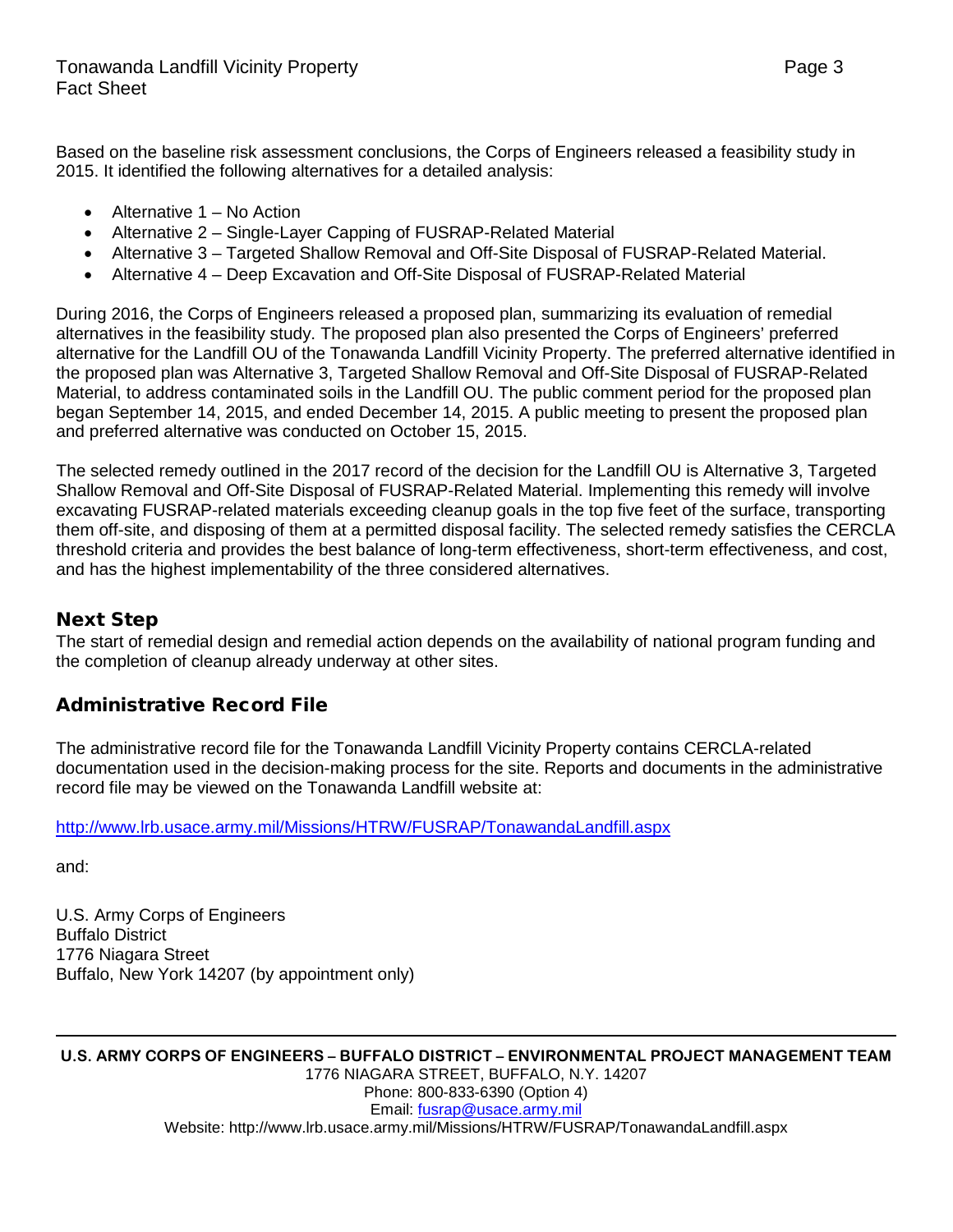Based on the baseline risk assessment conclusions, the Corps of Engineers released a feasibility study in 2015. It identified the following alternatives for a detailed analysis:

- Alternative 1 – No Action
- Alternative 2 – Single-Layer Capping of FUSRAP-Related Material
- Alternative 3 – Targeted Shallow Removal and Off-Site Disposal of FUSRAP-Related Material.
- Alternative 4 – Deep Excavation and Off-Site Disposal of FUSRAP-Related Material

During 2016, the Corps of Engineers released a proposed plan, summarizing its evaluation of remedial alternatives in the feasibility study. The proposed plan also presented the Corps of Engineers' preferred alternative for the Landfill OU of the Tonawanda Landfill Vicinity Property. The preferred alternative identified in the proposed plan was Alternative 3, Targeted Shallow Removal and Off-Site Disposal of FUSRAP-Related Material, to address contaminated soils in the Landfill OU. The public comment period for the proposed plan began September 14, 2015, and ended December 14, 2015. A public meeting to present the proposed plan and preferred alternative was conducted on October 15, 2015.

The selected remedy outlined in the 2017 record of the decision for the Landfill OU is Alternative 3, Targeted Shallow Removal and Off-Site Disposal of FUSRAP-Related Material. Implementing this remedy will involve excavating FUSRAP-related materials exceeding cleanup goals in the top five feet of the surface, transporting them off-site, and disposing of them at a permitted disposal facility. The selected remedy satisfies the CERCLA threshold criteria and provides the best balance of long-term effectiveness, short-term effectiveness, and cost, and has the highest implementability of the three considered alternatives.

## Next Step

The start of remedial design and remedial action depends on the availability of national program funding and the completion of cleanup already underway at other sites.

## Administrative Record File

The administrative record file for the Tonawanda Landfill Vicinity Property contains CERCLA-related documentation used in the decision-making process for the site. Reports and documents in the administrative record file may be viewed on the Tonawanda Landfill website at:

http://www.lrb.usace.army.mil/Missions/HTRW/FUSRAP/TonawandaLandfill.aspx

and:

U.S. Army Corps of Engineers
Buffalo District
1776 Niagara Street
Buffalo, New York 14207 (by appointment only)

**U.S. ARMY CORPS OF ENGINEERS – BUFFALO DISTRICT – ENVIRONMENTAL PROJECT MANAGEMENT TEAM**
1776 NIAGARA STREET, BUFFALO, N.Y. 14207
Phone: 800-833-6390 (Option 4)
Email: fusrap@usace.army.mil
Website: http://www.lrb.usace.army.mil/Missions/HTRW/FUSRAP/TonawandaLandfill.aspx